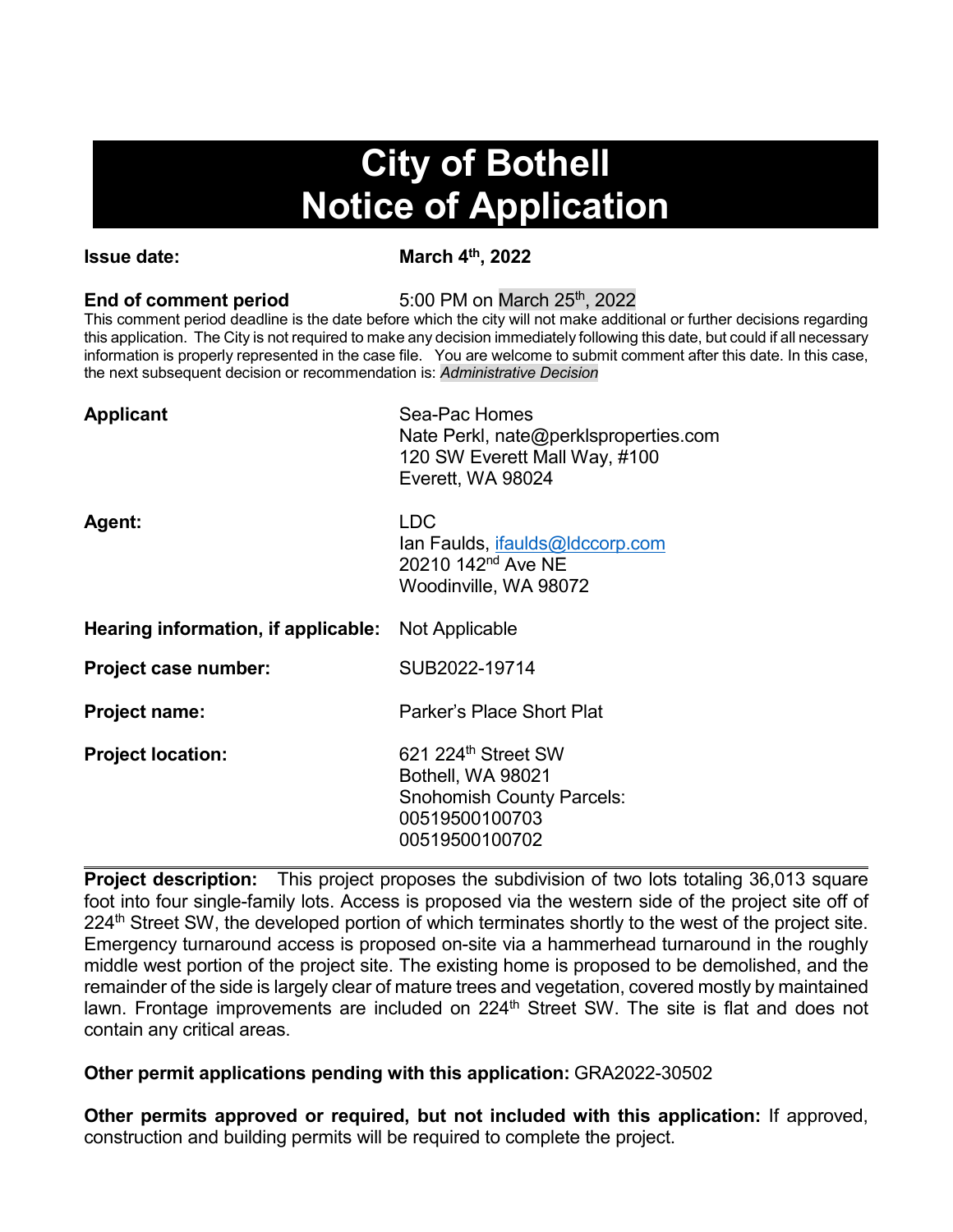# City of Bothell
# Notice of Application

**Issue date:** **March 4th, 2022**

**End of comment period** 5:00 PM on March 25th, 2022

This comment period deadline is the date before which the city will not make additional or further decisions regarding this application. The City is not required to make any decision immediately following this date, but could if all necessary information is properly represented in the case file. You are welcome to submit comment after this date. In this case, the next subsequent decision or recommendation is: *Administrative Decision*

**Applicant**
Sea-Pac Homes
Nate Perkl, nate@perklsproperties.com
120 SW Everett Mall Way, #100
Everett, WA 98024

**Agent:**
LDC
Ian Faulds, ifaulds@ldccorp.com
20210 142nd Ave NE
Woodinville, WA 98072

**Hearing information, if applicable:** Not Applicable

**Project case number:** SUB2022-19714

**Project name:** Parker's Place Short Plat

**Project location:**
621 224th Street SW
Bothell, WA 98021
Snohomish County Parcels:
00519500100703
00519500100702

---

**Project description:** This project proposes the subdivision of two lots totaling 36,013 square foot into four single-family lots. Access is proposed via the western side of the project site off of 224th Street SW, the developed portion of which terminates shortly to the west of the project site. Emergency turnaround access is proposed on-site via a hammerhead turnaround in the roughly middle west portion of the project site. The existing home is proposed to be demolished, and the remainder of the side is largely clear of mature trees and vegetation, covered mostly by maintained lawn. Frontage improvements are included on 224th Street SW. The site is flat and does not contain any critical areas.

**Other permit applications pending with this application:** GRA2022-30502

**Other permits approved or required, but not included with this application:** If approved, construction and building permits will be required to complete the project.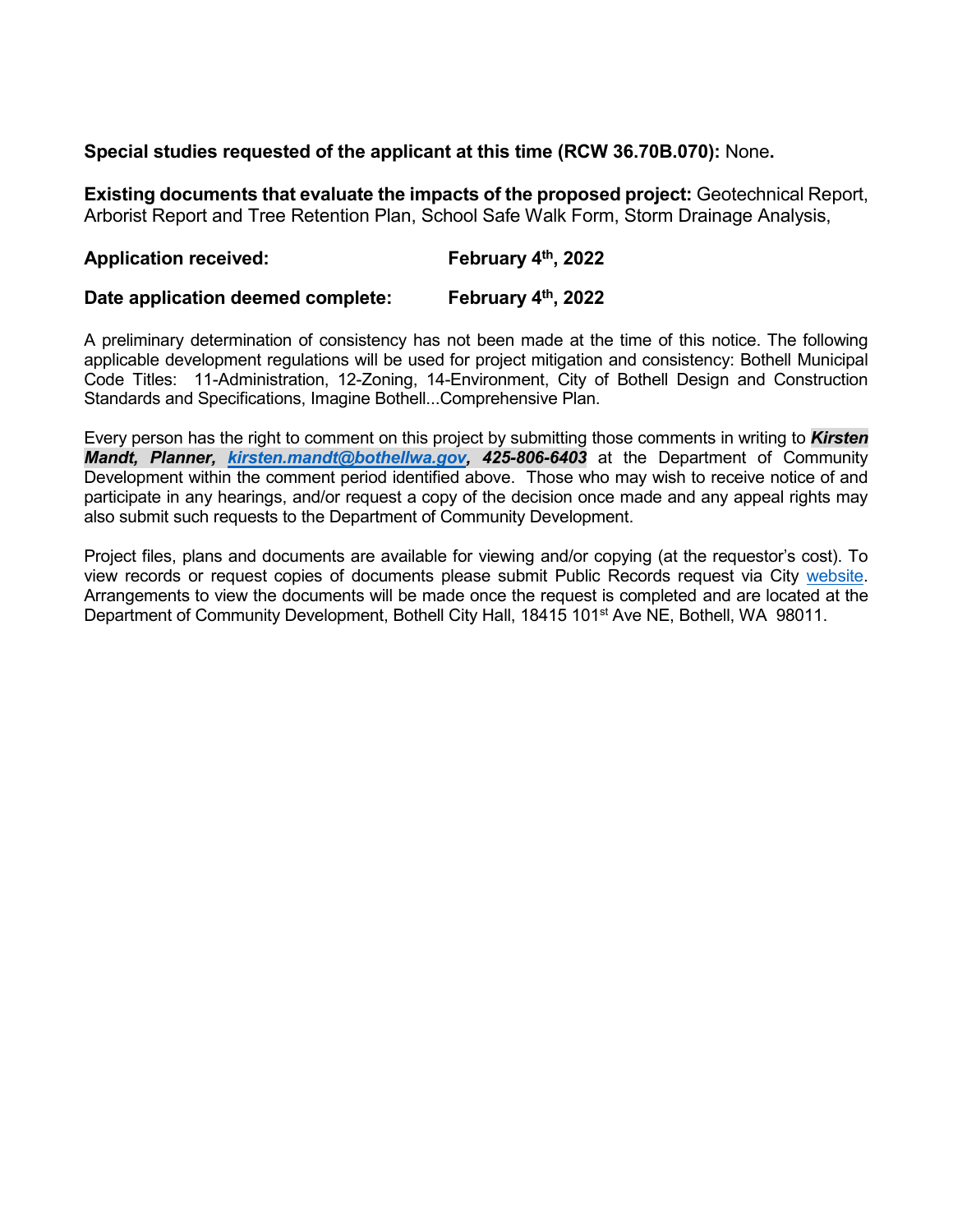**Special studies requested of the applicant at this time (RCW 36.70B.070):** None**.**

**Existing documents that evaluate the impacts of the proposed project:** Geotechnical Report, Arborist Report and Tree Retention Plan, School Safe Walk Form, Storm Drainage Analysis,

**Application received:** **February 4th, 2022**

**Date application deemed complete:** **February 4th, 2022**

A preliminary determination of consistency has not been made at the time of this notice. The following applicable development regulations will be used for project mitigation and consistency: Bothell Municipal Code Titles: 11-Administration, 12-Zoning, 14-Environment, City of Bothell Design and Construction Standards and Specifications, Imagine Bothell...Comprehensive Plan.

Every person has the right to comment on this project by submitting those comments in writing to ***Kirsten Mandt, Planner, kirsten.mandt@bothellwa.gov, 425-806-6403*** at the Department of Community Development within the comment period identified above. Those who may wish to receive notice of and participate in any hearings, and/or request a copy of the decision once made and any appeal rights may also submit such requests to the Department of Community Development.

Project files, plans and documents are available for viewing and/or copying (at the requestor's cost). To view records or request copies of documents please submit Public Records request via City website. Arrangements to view the documents will be made once the request is completed and are located at the Department of Community Development, Bothell City Hall, 18415 101st Ave NE, Bothell, WA 98011.